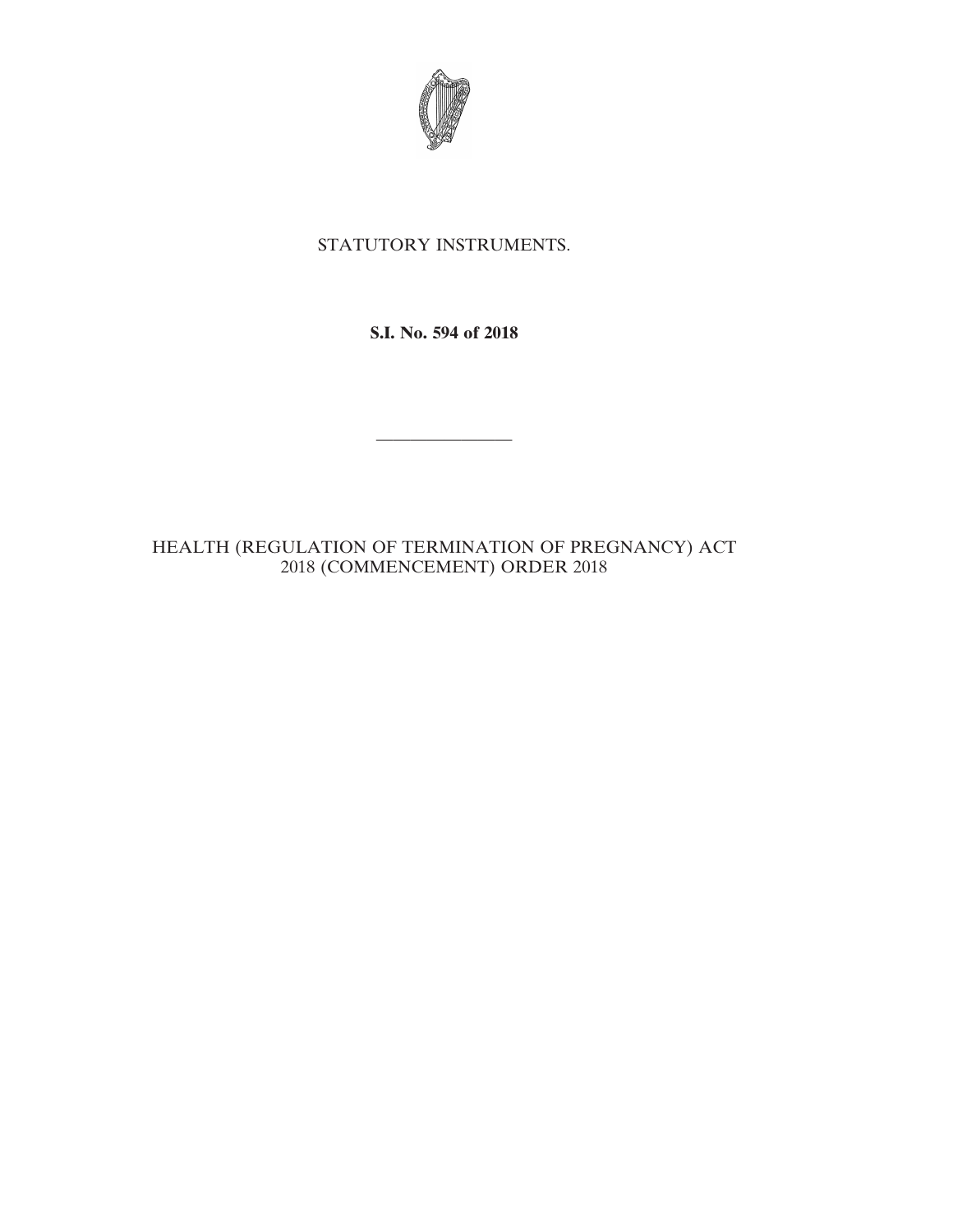STATUTORY INSTRUMENTS.

**S.I. No. 594 of 2018**

---

HEALTH (REGULATION OF TERMINATION OF PREGNANCY) ACT 2018 (COMMENCEMENT) ORDER 2018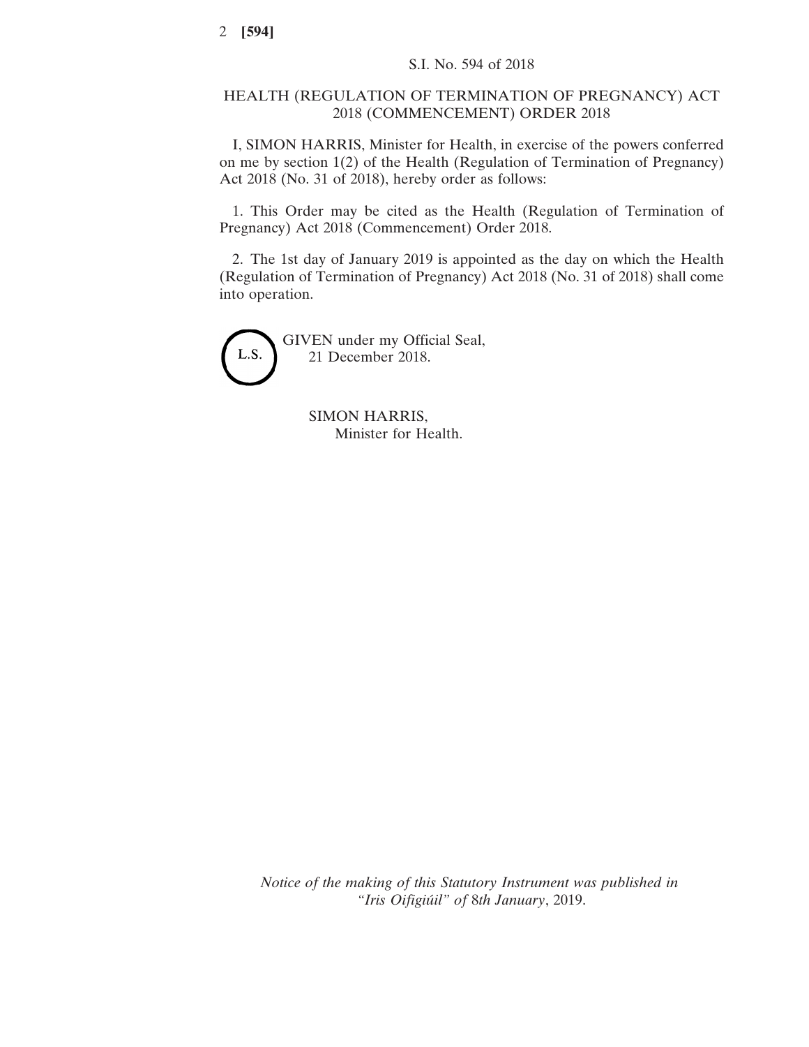S.I. No. 594 of 2018

## HEALTH (REGULATION OF TERMINATION OF PREGNANCY) ACT 2018 (COMMENCEMENT) ORDER 2018

I, SIMON HARRIS, Minister for Health, in exercise of the powers conferred on me by section 1(2) of the Health (Regulation of Termination of Pregnancy) Act 2018 (No. 31 of 2018), hereby order as follows:

1. This Order may be cited as the Health (Regulation of Termination of Pregnancy) Act 2018 (Commencement) Order 2018.

2. The 1st day of January 2019 is appointed as the day on which the Health (Regulation of Termination of Pregnancy) Act 2018 (No. 31 of 2018) shall come into operation.

L.S.

GIVEN under my Official Seal,
21 December 2018.

SIMON HARRIS,
Minister for Health.

*Notice of the making of this Statutory Instrument was published in "Iris Oifigiúil" of 8th January*, 2019.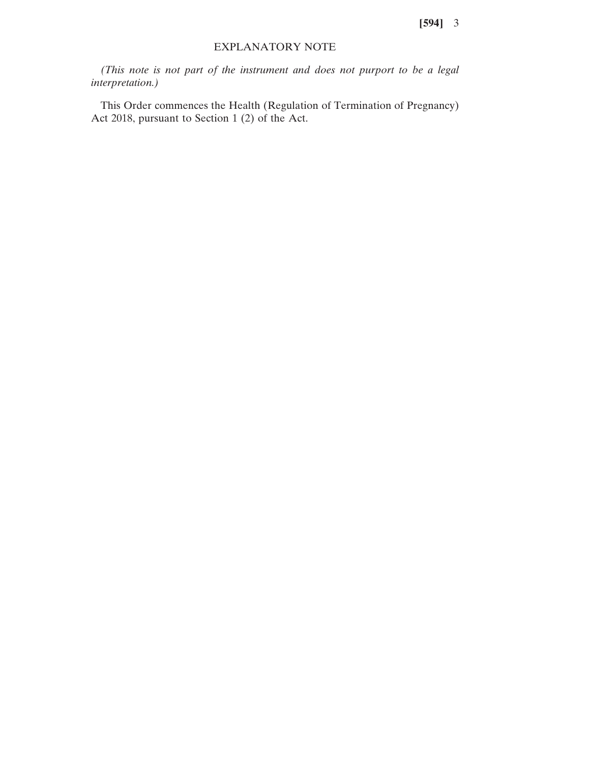## EXPLANATORY NOTE

*(This note is not part of the instrument and does not purport to be a legal interpretation.)*

This Order commences the Health (Regulation of Termination of Pregnancy) Act 2018, pursuant to Section 1 (2) of the Act.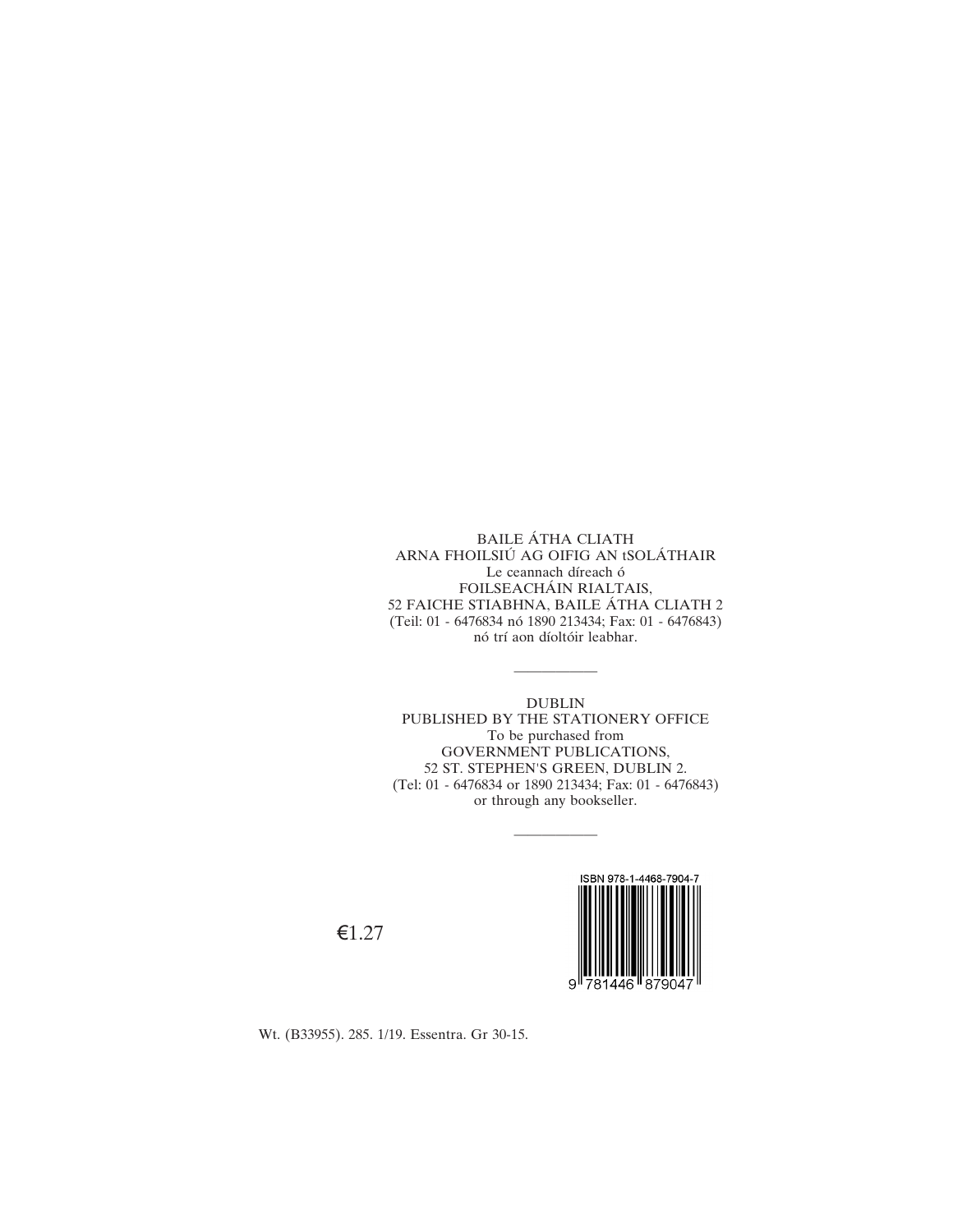BAILE ÁTHA CLIATH
ARNA FHOILSIÚ AG OIFIG AN tSOLÁTHAIR
Le ceannach díreach ó
FOILSEACHÁIN RIALTAIS,
52 FAICHE STIABHNA, BAILE ÁTHA CLIATH 2
(Teil: 01 - 6476834 nó 1890 213434; Fax: 01 - 6476843)
nó trí aon díoltóir leabhar.

---

DUBLIN
PUBLISHED BY THE STATIONERY OFFICE
To be purchased from
GOVERNMENT PUBLICATIONS,
52 ST. STEPHEN'S GREEN, DUBLIN 2.
(Tel: 01 - 6476834 or 1890 213434; Fax: 01 - 6476843)
or through any bookseller.

---

€1.27

ISBN 978-1-4468-7904-7

9 781446 879047

Wt. (B33955). 285. 1/19. Essentra. Gr 30-15.